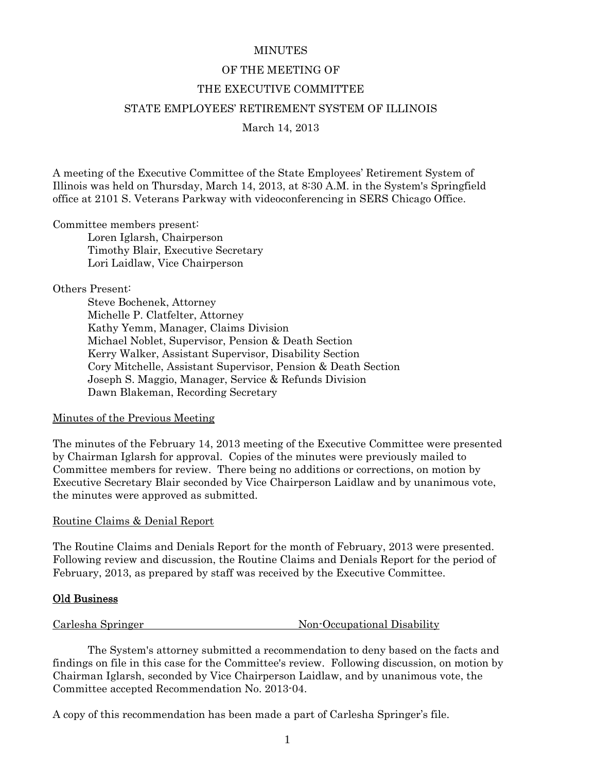# MINUTES

## OF THE MEETING OF

## THE EXECUTIVE COMMITTEE

## STATE EMPLOYEES' RETIREMENT SYSTEM OF ILLINOIS

March 14, 2013

A meeting of the Executive Committee of the State Employees' Retirement System of Illinois was held on Thursday, March 14, 2013, at 8:30 A.M. in the System's Springfield office at 2101 S. Veterans Parkway with videoconferencing in SERS Chicago Office.

Committee members present:

- Loren Iglarsh, Chairperson
- Timothy Blair, Executive Secretary
- Lori Laidlaw, Vice Chairperson

Others Present:

- Steve Bochenek, Attorney
- Michelle P. Clatfelter, Attorney
- Kathy Yemm, Manager, Claims Division
- Michael Noblet, Supervisor, Pension & Death Section
- Kerry Walker, Assistant Supervisor, Disability Section
- Cory Mitchelle, Assistant Supervisor, Pension & Death Section
- Joseph S. Maggio, Manager, Service & Refunds Division
- Dawn Blakeman, Recording Secretary

<u>Minutes of the Previous Meeting</u>

The minutes of the February 14, 2013 meeting of the Executive Committee were presented by Chairman Iglarsh for approval. Copies of the minutes were previously mailed to Committee members for review. There being no additions or corrections, on motion by Executive Secretary Blair seconded by Vice Chairperson Laidlaw and by unanimous vote, the minutes were approved as submitted.

<u>Routine Claims & Denial Report</u>

The Routine Claims and Denials Report for the month of February, 2013 were presented. Following review and discussion, the Routine Claims and Denials Report for the period of February, 2013, as prepared by staff was received by the Executive Committee.

**<u>Old Business</u>**

<u>Carlesha Springer</u> <u>Non-Occupational Disability</u>

The System's attorney submitted a recommendation to deny based on the facts and findings on file in this case for the Committee's review. Following discussion, on motion by Chairman Iglarsh, seconded by Vice Chairperson Laidlaw, and by unanimous vote, the Committee accepted Recommendation No. 2013-04.

A copy of this recommendation has been made a part of Carlesha Springer's file.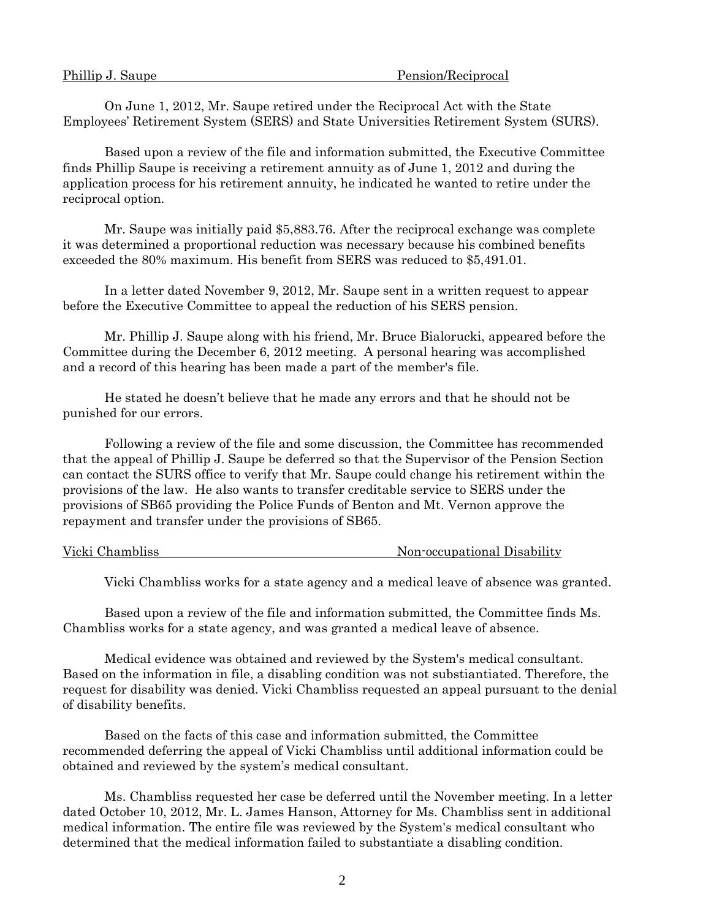Phillip J. Saupe Pension/Reciprocal

On June 1, 2012, Mr. Saupe retired under the Reciprocal Act with the State Employees' Retirement System (SERS) and State Universities Retirement System (SURS).

Based upon a review of the file and information submitted, the Executive Committee finds Phillip Saupe is receiving a retirement annuity as of June 1, 2012 and during the application process for his retirement annuity, he indicated he wanted to retire under the reciprocal option.

Mr. Saupe was initially paid $5,883.76. After the reciprocal exchange was complete it was determined a proportional reduction was necessary because his combined benefits exceeded the 80% maximum. His benefit from SERS was reduced to $5,491.01.

In a letter dated November 9, 2012, Mr. Saupe sent in a written request to appear before the Executive Committee to appeal the reduction of his SERS pension.

Mr. Phillip J. Saupe along with his friend, Mr. Bruce Bialorucki, appeared before the Committee during the December 6, 2012 meeting. A personal hearing was accomplished and a record of this hearing has been made a part of the member's file.

He stated he doesn't believe that he made any errors and that he should not be punished for our errors.

Following a review of the file and some discussion, the Committee has recommended that the appeal of Phillip J. Saupe be deferred so that the Supervisor of the Pension Section can contact the SURS office to verify that Mr. Saupe could change his retirement within the provisions of the law. He also wants to transfer creditable service to SERS under the provisions of SB65 providing the Police Funds of Benton and Mt. Vernon approve the repayment and transfer under the provisions of SB65.

Vicki Chambliss Non-occupational Disability

Vicki Chambliss works for a state agency and a medical leave of absence was granted.

Based upon a review of the file and information submitted, the Committee finds Ms. Chambliss works for a state agency, and was granted a medical leave of absence.

Medical evidence was obtained and reviewed by the System's medical consultant. Based on the information in file, a disabling condition was not substiantiated. Therefore, the request for disability was denied. Vicki Chambliss requested an appeal pursuant to the denial of disability benefits.

Based on the facts of this case and information submitted, the Committee recommended deferring the appeal of Vicki Chambliss until additional information could be obtained and reviewed by the system's medical consultant.

Ms. Chambliss requested her case be deferred until the November meeting. In a letter dated October 10, 2012, Mr. L. James Hanson, Attorney for Ms. Chambliss sent in additional medical information. The entire file was reviewed by the System's medical consultant who determined that the medical information failed to substantiate a disabling condition.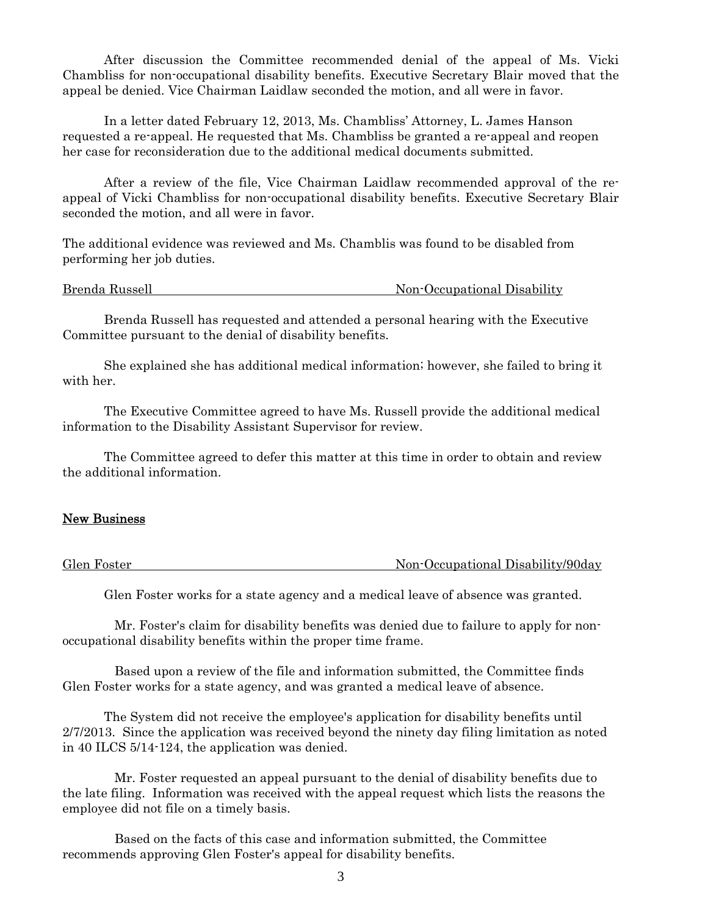After discussion the Committee recommended denial of the appeal of Ms. Vicki Chambliss for non-occupational disability benefits. Executive Secretary Blair moved that the appeal be denied. Vice Chairman Laidlaw seconded the motion, and all were in favor.

In a letter dated February 12, 2013, Ms. Chambliss' Attorney, L. James Hanson requested a re-appeal. He requested that Ms. Chambliss be granted a re-appeal and reopen her case for reconsideration due to the additional medical documents submitted.

After a review of the file, Vice Chairman Laidlaw recommended approval of the re-appeal of Vicki Chambliss for non-occupational disability benefits. Executive Secretary Blair seconded the motion, and all were in favor.

The additional evidence was reviewed and Ms. Chamblis was found to be disabled from performing her job duties.

Brenda Russell — Non-Occupational Disability

Brenda Russell has requested and attended a personal hearing with the Executive Committee pursuant to the denial of disability benefits.

She explained she has additional medical information; however, she failed to bring it with her.

The Executive Committee agreed to have Ms. Russell provide the additional medical information to the Disability Assistant Supervisor for review.

The Committee agreed to defer this matter at this time in order to obtain and review the additional information.

## New Business

Glen Foster — Non-Occupational Disability/90day

Glen Foster works for a state agency and a medical leave of absence was granted.

Mr. Foster's claim for disability benefits was denied due to failure to apply for non-occupational disability benefits within the proper time frame.

Based upon a review of the file and information submitted, the Committee finds Glen Foster works for a state agency, and was granted a medical leave of absence.

The System did not receive the employee's application for disability benefits until 2/7/2013. Since the application was received beyond the ninety day filing limitation as noted in 40 ILCS 5/14-124, the application was denied.

Mr. Foster requested an appeal pursuant to the denial of disability benefits due to the late filing. Information was received with the appeal request which lists the reasons the employee did not file on a timely basis.

Based on the facts of this case and information submitted, the Committee recommends approving Glen Foster's appeal for disability benefits.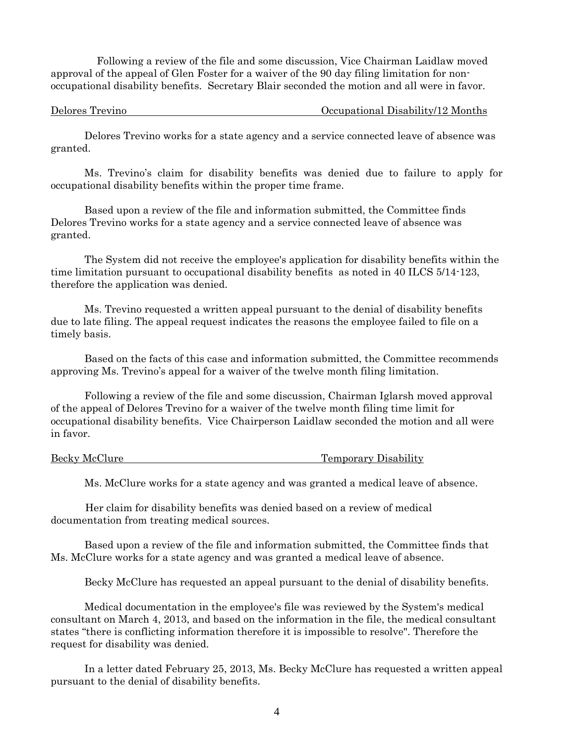Following a review of the file and some discussion, Vice Chairman Laidlaw moved approval of the appeal of Glen Foster for a waiver of the 90 day filing limitation for non-occupational disability benefits. Secretary Blair seconded the motion and all were in favor.

Delores Trevino — Occupational Disability/12 Months

Delores Trevino works for a state agency and a service connected leave of absence was granted.

Ms. Trevino's claim for disability benefits was denied due to failure to apply for occupational disability benefits within the proper time frame.

Based upon a review of the file and information submitted, the Committee finds Delores Trevino works for a state agency and a service connected leave of absence was granted.

The System did not receive the employee's application for disability benefits within the time limitation pursuant to occupational disability benefits as noted in 40 ILCS 5/14-123, therefore the application was denied.

Ms. Trevino requested a written appeal pursuant to the denial of disability benefits due to late filing. The appeal request indicates the reasons the employee failed to file on a timely basis.

Based on the facts of this case and information submitted, the Committee recommends approving Ms. Trevino's appeal for a waiver of the twelve month filing limitation.

Following a review of the file and some discussion, Chairman Iglarsh moved approval of the appeal of Delores Trevino for a waiver of the twelve month filing time limit for occupational disability benefits. Vice Chairperson Laidlaw seconded the motion and all were in favor.

Becky McClure — Temporary Disability

Ms. McClure works for a state agency and was granted a medical leave of absence.

Her claim for disability benefits was denied based on a review of medical documentation from treating medical sources.

Based upon a review of the file and information submitted, the Committee finds that Ms. McClure works for a state agency and was granted a medical leave of absence.

Becky McClure has requested an appeal pursuant to the denial of disability benefits.

Medical documentation in the employee's file was reviewed by the System's medical consultant on March 4, 2013, and based on the information in the file, the medical consultant states "there is conflicting information therefore it is impossible to resolve". Therefore the request for disability was denied.

In a letter dated February 25, 2013, Ms. Becky McClure has requested a written appeal pursuant to the denial of disability benefits.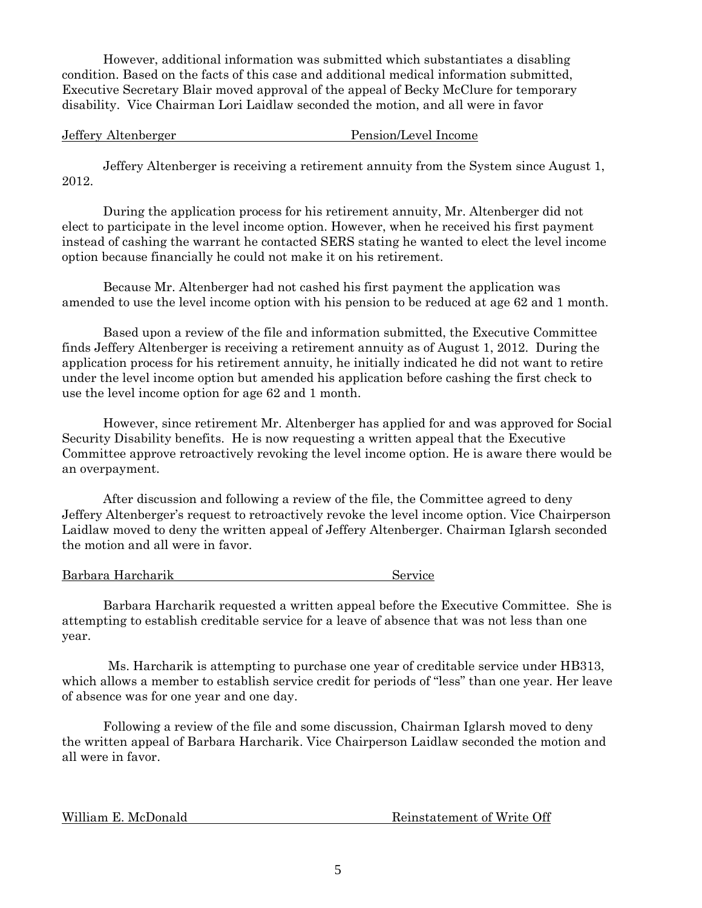However, additional information was submitted which substantiates a disabling condition. Based on the facts of this case and additional medical information submitted, Executive Secretary Blair moved approval of the appeal of Becky McClure for temporary disability. Vice Chairman Lori Laidlaw seconded the motion, and all were in favor

Jeffery Altenberger Pension/Level Income

Jeffery Altenberger is receiving a retirement annuity from the System since August 1, 2012.

During the application process for his retirement annuity, Mr. Altenberger did not elect to participate in the level income option. However, when he received his first payment instead of cashing the warrant he contacted SERS stating he wanted to elect the level income option because financially he could not make it on his retirement.

Because Mr. Altenberger had not cashed his first payment the application was amended to use the level income option with his pension to be reduced at age 62 and 1 month.

Based upon a review of the file and information submitted, the Executive Committee finds Jeffery Altenberger is receiving a retirement annuity as of August 1, 2012. During the application process for his retirement annuity, he initially indicated he did not want to retire under the level income option but amended his application before cashing the first check to use the level income option for age 62 and 1 month.

However, since retirement Mr. Altenberger has applied for and was approved for Social Security Disability benefits. He is now requesting a written appeal that the Executive Committee approve retroactively revoking the level income option. He is aware there would be an overpayment.

After discussion and following a review of the file, the Committee agreed to deny Jeffery Altenberger's request to retroactively revoke the level income option. Vice Chairperson Laidlaw moved to deny the written appeal of Jeffery Altenberger. Chairman Iglarsh seconded the motion and all were in favor.

Barbara Harcharik Service

Barbara Harcharik requested a written appeal before the Executive Committee. She is attempting to establish creditable service for a leave of absence that was not less than one year.

Ms. Harcharik is attempting to purchase one year of creditable service under HB313, which allows a member to establish service credit for periods of "less" than one year. Her leave of absence was for one year and one day.

Following a review of the file and some discussion, Chairman Iglarsh moved to deny the written appeal of Barbara Harcharik. Vice Chairperson Laidlaw seconded the motion and all were in favor.

William E. McDonald Reinstatement of Write Off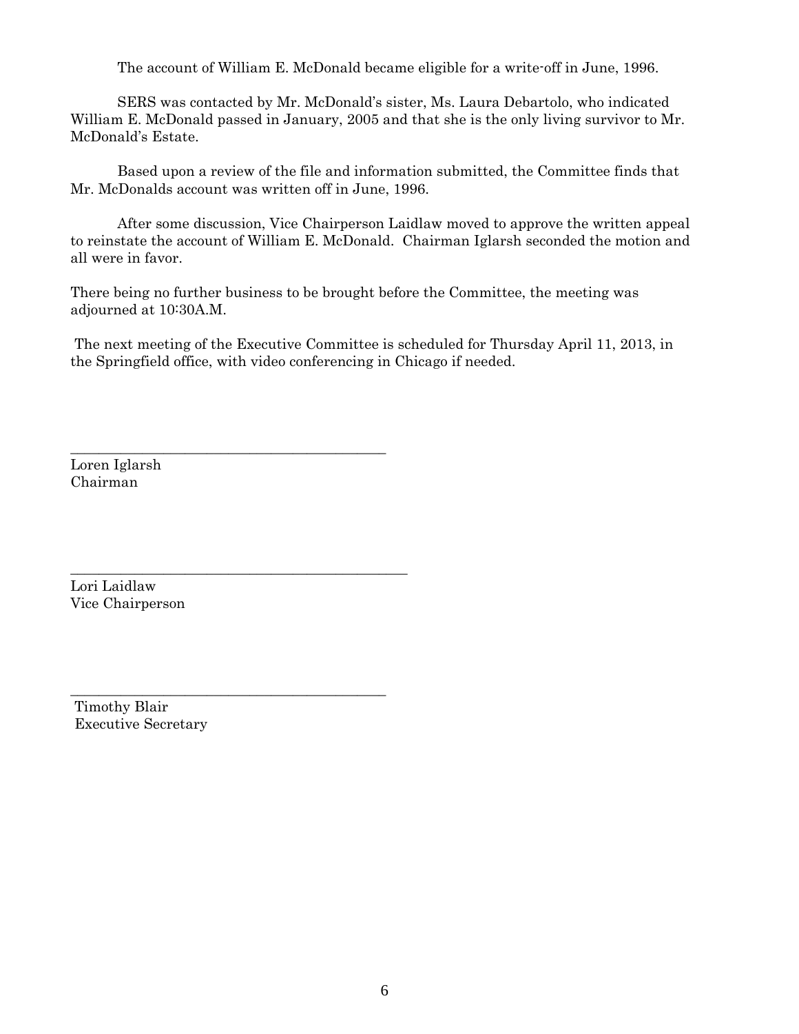The account of William E. McDonald became eligible for a write-off in June, 1996.

SERS was contacted by Mr. McDonald's sister, Ms. Laura Debartolo, who indicated William E. McDonald passed in January, 2005 and that she is the only living survivor to Mr. McDonald's Estate.

Based upon a review of the file and information submitted, the Committee finds that Mr. McDonalds account was written off in June, 1996.

After some discussion, Vice Chairperson Laidlaw moved to approve the written appeal to reinstate the account of William E. McDonald. Chairman Iglarsh seconded the motion and all were in favor.

There being no further business to be brought before the Committee, the meeting was adjourned at 10:30A.M.

The next meeting of the Executive Committee is scheduled for Thursday April 11, 2013, in the Springfield office, with video conferencing in Chicago if needed.

\_\_\_\_\_\_\_\_\_\_\_\_\_\_\_\_\_\_\_\_\_\_\_\_\_\_\_\_\_\_\_\_\_\_\_\_\_\_\_\_\_\_\_\_

Loren Iglarsh
Chairman

\_\_\_\_\_\_\_\_\_\_\_\_\_\_\_\_\_\_\_\_\_\_\_\_\_\_\_\_\_\_\_\_\_\_\_\_\_\_\_\_\_\_\_\_\_\_\_

Lori Laidlaw
Vice Chairperson

\_\_\_\_\_\_\_\_\_\_\_\_\_\_\_\_\_\_\_\_\_\_\_\_\_\_\_\_\_\_\_\_\_\_\_\_\_\_\_\_\_\_\_\_

Timothy Blair
Executive Secretary